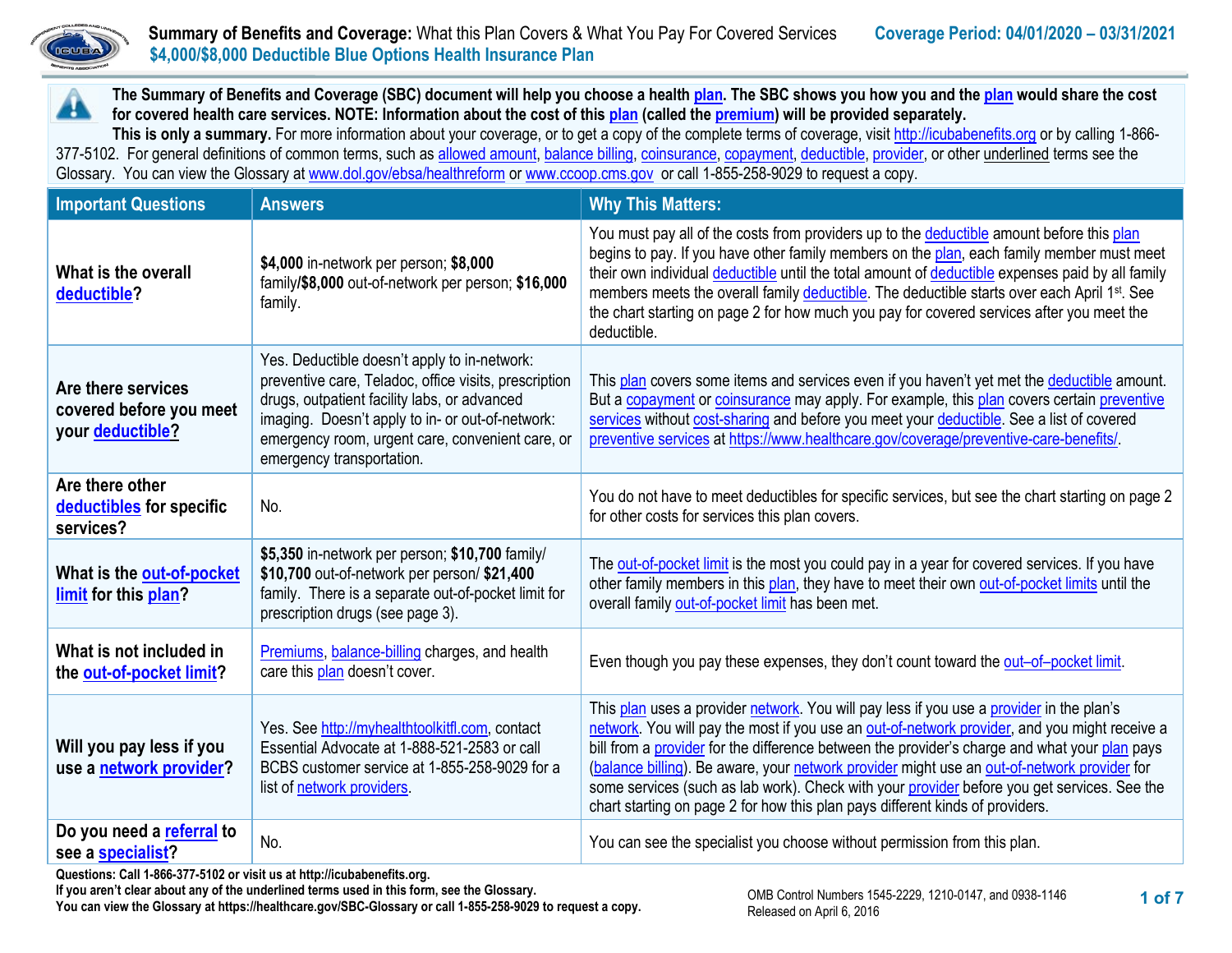# Summary of Benefits and Coverage: What this Plan Covers & What You Pay For Covered Services

**Coverage Period: 04/01/2020 – 03/31/2021**

## $4,000/$8,000 Deductible Blue Options Health Insurance Plan

**The Summary of Benefits and Coverage (SBC) document will help you choose a health plan. The SBC shows you how you and the plan would share the cost for covered health care services. NOTE: Information about the cost of this plan (called the premium) will be provided separately.**

**This is only a summary.** For more information about your coverage, or to get a copy of the complete terms of coverage, visit http://icubabenefits.org or by calling 1-866-377-5102. For general definitions of common terms, such as allowed amount, balance billing, coinsurance, copayment, deductible, provider, or other underlined terms see the Glossary. You can view the Glossary at www.dol.gov/ebsa/healthreform or www.ccoop.cms.gov or call 1-855-258-9029 to request a copy.

| Important Questions | Answers | Why This Matters: |
|---|---|---|
| **What is the overall deductible?** | **$4,000** in-network per person; **$8,000** family/**$8,000** out-of-network per person; **$16,000** family. | You must pay all of the costs from providers up to the deductible amount before this plan begins to pay. If you have other family members on the plan, each family member must meet their own individual deductible until the total amount of deductible expenses paid by all family members meets the overall family deductible. The deductible starts over each April 1st. See the chart starting on page 2 for how much you pay for covered services after you meet the deductible. |
| **Are there services covered before you meet your deductible?** | Yes. Deductible doesn't apply to in-network: preventive care, Teladoc, office visits, prescription drugs, outpatient facility labs, or advanced imaging. Doesn't apply to in- or out-of-network: emergency room, urgent care, convenient care, or emergency transportation. | This plan covers some items and services even if you haven't yet met the deductible amount. But a copayment or coinsurance may apply. For example, this plan covers certain preventive services without cost-sharing and before you meet your deductible. See a list of covered preventive services at https://www.healthcare.gov/coverage/preventive-care-benefits/. |
| **Are there other deductibles for specific services?** | No. | You do not have to meet deductibles for specific services, but see the chart starting on page 2 for other costs for services this plan covers. |
| **What is the out-of-pocket limit for this plan?** | **$5,350** in-network per person; **$10,700** family/ **$10,700** out-of-network per person/ **$21,400** family. There is a separate out-of-pocket limit for prescription drugs (see page 3). | The out-of-pocket limit is the most you could pay in a year for covered services. If you have other family members in this plan, they have to meet their own out-of-pocket limits until the overall family out-of-pocket limit has been met. |
| **What is not included in the out-of-pocket limit?** | Premiums, balance-billing charges, and health care this plan doesn't cover. | Even though you pay these expenses, they don't count toward the out–of–pocket limit. |
| **Will you pay less if you use a network provider?** | Yes. See http://myhealthtoolkitfl.com, contact Essential Advocate at 1-888-521-2583 or call BCBS customer service at 1-855-258-9029 for a list of network providers. | This plan uses a provider network. You will pay less if you use a provider in the plan's network. You will pay the most if you use an out-of-network provider, and you might receive a bill from a provider for the difference between the provider's charge and what your plan pays (balance billing). Be aware, your network provider might use an out-of-network provider for some services (such as lab work). Check with your provider before you get services. See the chart starting on page 2 for how this plan pays different kinds of providers. |
| **Do you need a referral to see a specialist?** | No. | You can see the specialist you choose without permission from this plan. |

**Questions: Call 1-866-377-5102 or visit us at http://icubabenefits.org.**
**If you aren't clear about any of the underlined terms used in this form, see the Glossary.**
**You can view the Glossary at https://healthcare.gov/SBC-Glossary or call 1-855-258-9029 to request a copy.**

OMB Control Numbers 1545-2229, 1210-0147, and 0938-1146
Released on April 6, 2016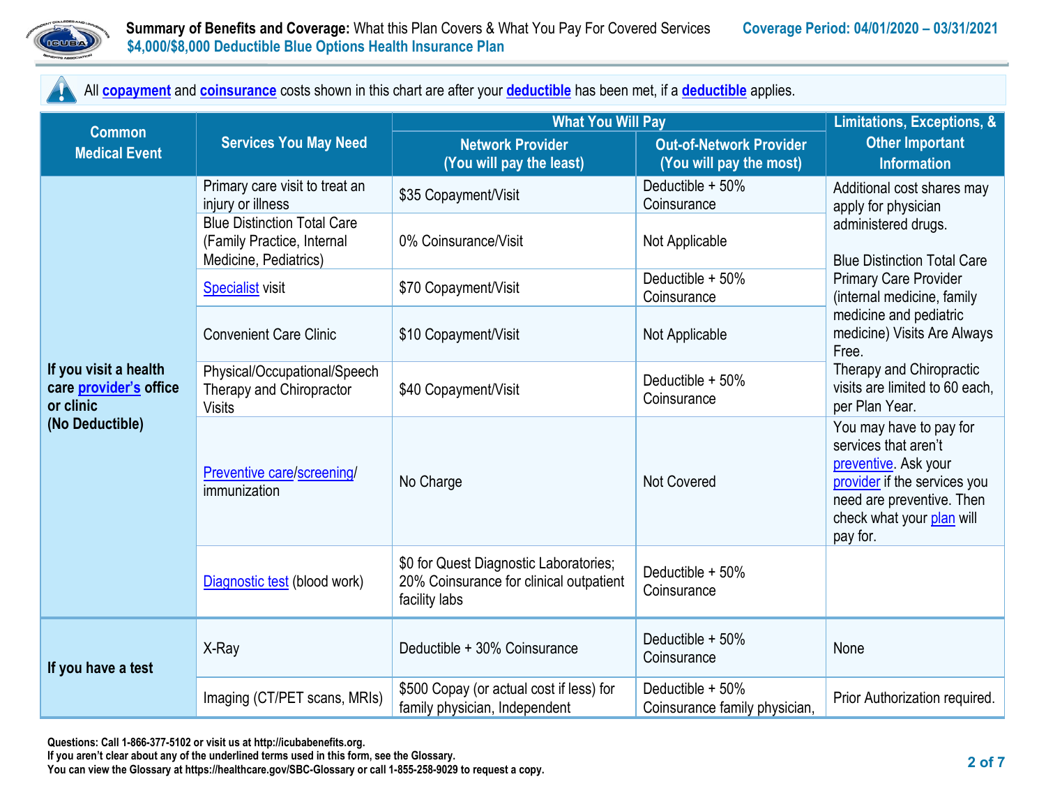All **copayment** and **coinsurance** costs shown in this chart are after your **deductible** has been met, if a **deductible** applies.

| Common Medical Event | Services You May Need | What You Will Pay | | Limitations, Exceptions, & Other Important Information |
|---|---|---|---|---|
| | | Network Provider (You will pay the least) | Out-of-Network Provider (You will pay the most) | |
| **If you visit a health care provider's office or clinic (No Deductible)** | Primary care visit to treat an injury or illness | $35 Copayment/Visit | Deductible + 50% Coinsurance | Additional cost shares may apply for physician administered drugs. Blue Distinction Total Care Primary Care Provider (internal medicine, family medicine and pediatric medicine) Visits Are Always Free. Therapy and Chiropractic visits are limited to 60 each, per Plan Year. |
| | Blue Distinction Total Care (Family Practice, Internal Medicine, Pediatrics) | 0% Coinsurance/Visit | Not Applicable | |
| | Specialist visit | $70 Copayment/Visit | Deductible + 50% Coinsurance | |
| | Convenient Care Clinic | $10 Copayment/Visit | Not Applicable | |
| | Physical/Occupational/Speech Therapy and Chiropractor Visits | $40 Copayment/Visit | Deductible + 50% Coinsurance | |
| | Preventive care/screening/ immunization | No Charge | Not Covered | You may have to pay for services that aren't preventive. Ask your provider if the services you need are preventive. Then check what your plan will pay for. |
| | Diagnostic test (blood work) | $0 for Quest Diagnostic Laboratories; 20% Coinsurance for clinical outpatient facility labs | Deductible + 50% Coinsurance | |
| **If you have a test** | X-Ray | Deductible + 30% Coinsurance | Deductible + 50% Coinsurance | None |
| | Imaging (CT/PET scans, MRIs) | $500 Copay (or actual cost if less) for family physician, Independent | Deductible + 50% Coinsurance family physician, | Prior Authorization required. |

**Questions: Call 1-866-377-5102 or visit us at http://icubabenefits.org.**
**If you aren't clear about any of the underlined terms used in this form, see the Glossary.**
**You can view the Glossary at https://healthcare.gov/SBC-Glossary or call 1-855-258-9029 to request a copy.**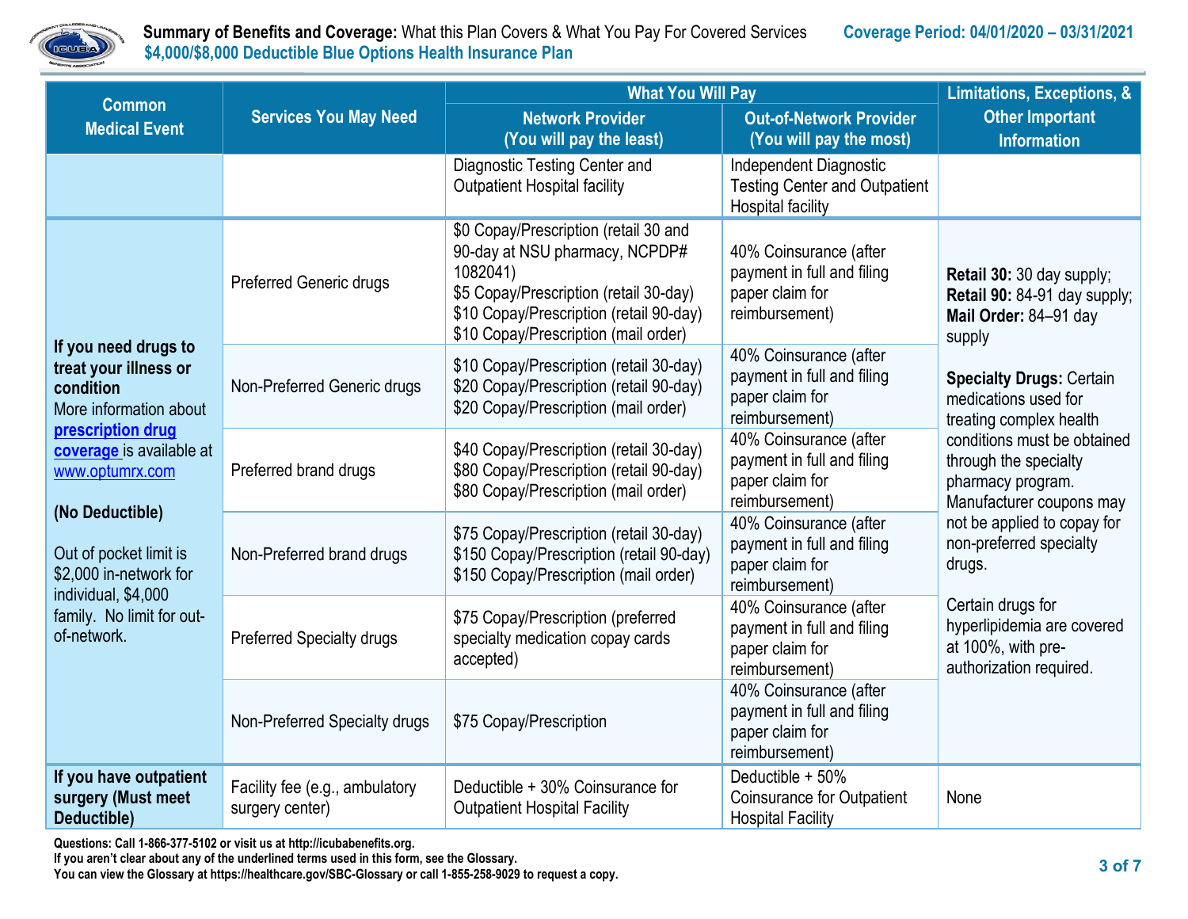| Common Medical Event | Services You May Need | What You Will Pay | | Limitations, Exceptions, & Other Important Information |
|---|---|---|---|---|
| | | Network Provider (You will pay the least) | Out-of-Network Provider (You will pay the most) | |
| | | Diagnostic Testing Center and Outpatient Hospital facility | Independent Diagnostic Testing Center and Outpatient Hospital facility | |
| **If you need drugs to treat your illness or condition** More information about **prescription drug coverage** is available at www.optumrx.com **(No Deductible)** Out of pocket limit is $2,000 in-network for individual, $4,000 family. No limit for out-of-network. | Preferred Generic drugs | $0 Copay/Prescription (retail 30 and 90-day at NSU pharmacy, NCPDP# 1082041) $5 Copay/Prescription (retail 30-day) $10 Copay/Prescription (retail 90-day) $10 Copay/Prescription (mail order) | 40% Coinsurance (after payment in full and filing paper claim for reimbursement) | **Retail 30:** 30 day supply; **Retail 90:** 84-91 day supply; **Mail Order:** 84–91 day supply **Specialty Drugs:** Certain medications used for treating complex health conditions must be obtained through the specialty pharmacy program. Manufacturer coupons may not be applied to copay for non-preferred specialty drugs. Certain drugs for hyperlipidemia are covered at 100%, with pre-authorization required. |
| | Non-Preferred Generic drugs | $10 Copay/Prescription (retail 30-day) $20 Copay/Prescription (retail 90-day) $20 Copay/Prescription (mail order) | 40% Coinsurance (after payment in full and filing paper claim for reimbursement) | |
| | Preferred brand drugs | $40 Copay/Prescription (retail 30-day) $80 Copay/Prescription (retail 90-day) $80 Copay/Prescription (mail order) | 40% Coinsurance (after payment in full and filing paper claim for reimbursement) | |
| | Non-Preferred brand drugs | $75 Copay/Prescription (retail 30-day) $150 Copay/Prescription (retail 90-day) $150 Copay/Prescription (mail order) | 40% Coinsurance (after payment in full and filing paper claim for reimbursement) | |
| | Preferred Specialty drugs | $75 Copay/Prescription (preferred specialty medication copay cards accepted) | 40% Coinsurance (after payment in full and filing paper claim for reimbursement) | |
| | Non-Preferred Specialty drugs | $75 Copay/Prescription | 40% Coinsurance (after payment in full and filing paper claim for reimbursement) | |
| **If you have outpatient surgery (Must meet Deductible)** | Facility fee (e.g., ambulatory surgery center) | Deductible + 30% Coinsurance for Outpatient Hospital Facility | Deductible + 50% Coinsurance for Outpatient Hospital Facility | None |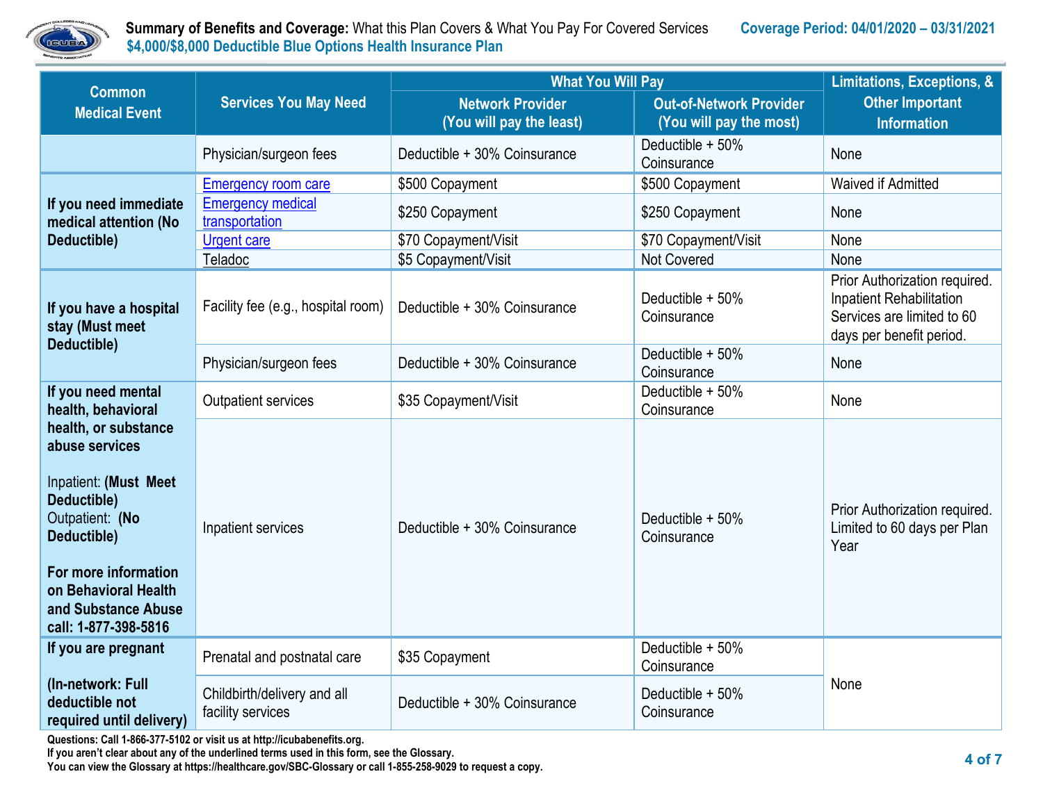| Common Medical Event | Services You May Need | What You Will Pay | | Limitations, Exceptions, & Other Important Information |
|---|---|---|---|---|
| | | Network Provider (You will pay the least) | Out-of-Network Provider (You will pay the most) | |
| | Physician/surgeon fees | Deductible + 30% Coinsurance | Deductible + 50% Coinsurance | None |
| If you need immediate medical attention (No Deductible) | Emergency room care | $500 Copayment | $500 Copayment | Waived if Admitted |
| | Emergency medical transportation | $250 Copayment | $250 Copayment | None |
| | Urgent care | $70 Copayment/Visit | $70 Copayment/Visit | None |
| | Teladoc | $5 Copayment/Visit | Not Covered | None |
| If you have a hospital stay (Must meet Deductible) | Facility fee (e.g., hospital room) | Deductible + 30% Coinsurance | Deductible + 50% Coinsurance | Prior Authorization required. Inpatient Rehabilitation Services are limited to 60 days per benefit period. |
| | Physician/surgeon fees | Deductible + 30% Coinsurance | Deductible + 50% Coinsurance | None |
| If you need mental health, behavioral health, or substance abuse services<br><br>Inpatient: **(Must Meet Deductible)**<br>Outpatient: **(No Deductible)**<br><br>**For more information on Behavioral Health and Substance Abuse call: 1-877-398-5816** | Outpatient services | $35 Copayment/Visit | Deductible + 50% Coinsurance | None |
| | Inpatient services | Deductible + 30% Coinsurance | Deductible + 50% Coinsurance | Prior Authorization required. Limited to 60 days per Plan Year |
| If you are pregnant<br><br>(In-network: Full deductible not required until delivery) | Prenatal and postnatal care | $35 Copayment | Deductible + 50% Coinsurance | None |
| | Childbirth/delivery and all facility services | Deductible + 30% Coinsurance | Deductible + 50% Coinsurance | |

**Questions: Call 1-866-377-5102 or visit us at http://icubabenefits.org.**
**If you aren't clear about any of the underlined terms used in this form, see the Glossary.**
**You can view the Glossary at https://healthcare.gov/SBC-Glossary or call 1-855-258-9029 to request a copy.**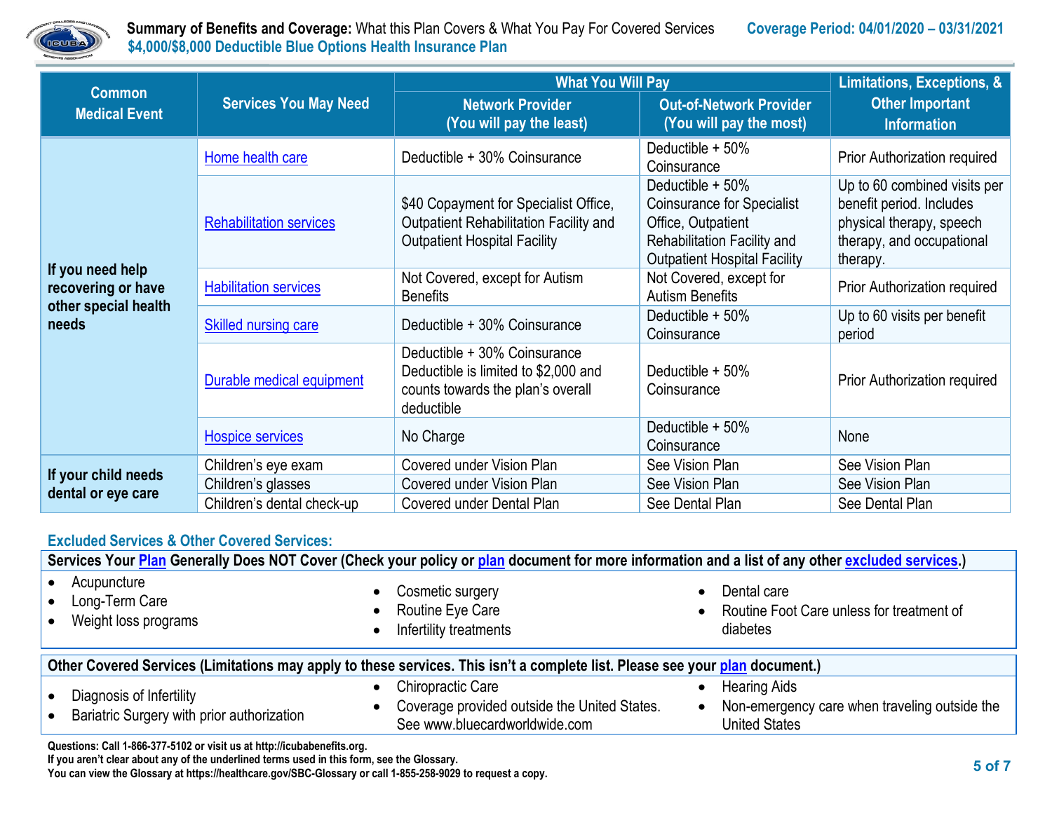| Common Medical Event | Services You May Need | What You Will Pay | | Limitations, Exceptions, & Other Important Information |
|---|---|---|---|---|
| | | Network Provider (You will pay the least) | Out-of-Network Provider (You will pay the most) | |
| If you need help recovering or have other special health needs | Home health care | Deductible + 30% Coinsurance | Deductible + 50% Coinsurance | Prior Authorization required |
| | Rehabilitation services | $40 Copayment for Specialist Office, Outpatient Rehabilitation Facility and Outpatient Hospital Facility | Deductible + 50% Coinsurance for Specialist Office, Outpatient Rehabilitation Facility and Outpatient Hospital Facility | Up to 60 combined visits per benefit period. Includes physical therapy, speech therapy, and occupational therapy. |
| | Habilitation services | Not Covered, except for Autism Benefits | Not Covered, except for Autism Benefits | Prior Authorization required |
| | Skilled nursing care | Deductible + 30% Coinsurance | Deductible + 50% Coinsurance | Up to 60 visits per benefit period |
| | Durable medical equipment | Deductible + 30% Coinsurance Deductible is limited to $2,000 and counts towards the plan's overall deductible | Deductible + 50% Coinsurance | Prior Authorization required |
| | Hospice services | No Charge | Deductible + 50% Coinsurance | None |
| If your child needs dental or eye care | Children's eye exam | Covered under Vision Plan | See Vision Plan | See Vision Plan |
| | Children's glasses | Covered under Vision Plan | See Vision Plan | See Vision Plan |
| | Children's dental check-up | Covered under Dental Plan | See Dental Plan | See Dental Plan |

### Excluded Services & Other Covered Services:

**Services Your Plan Generally Does NOT Cover (Check your policy or plan document for more information and a list of any other excluded services.)**

- Acupuncture
- Long-Term Care
- Weight loss programs
- Cosmetic surgery
- Routine Eye Care
- Infertility treatments
- Dental care
- Routine Foot Care unless for treatment of diabetes

**Other Covered Services (Limitations may apply to these services. This isn't a complete list. Please see your plan document.)**

- Diagnosis of Infertility
- Bariatric Surgery with prior authorization
- Chiropractic Care
- Coverage provided outside the United States. See www.bluecardworldwide.com
- Hearing Aids
- Non-emergency care when traveling outside the United States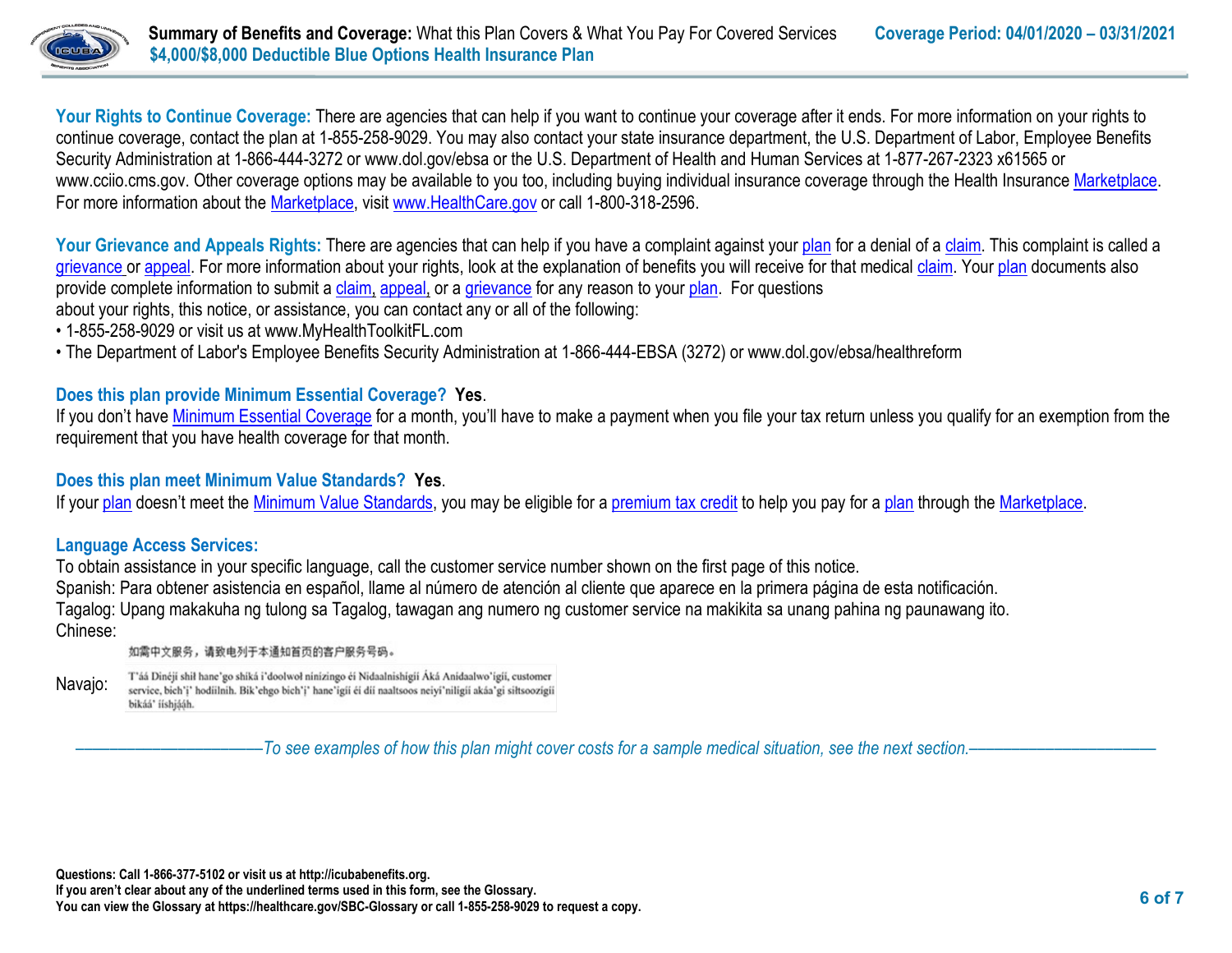**Your Rights to Continue Coverage:** There are agencies that can help if you want to continue your coverage after it ends. For more information on your rights to continue coverage, contact the plan at 1-855-258-9029. You may also contact your state insurance department, the U.S. Department of Labor, Employee Benefits Security Administration at 1-866-444-3272 or www.dol.gov/ebsa or the U.S. Department of Health and Human Services at 1-877-267-2323 x61565 or www.cciio.cms.gov. Other coverage options may be available to you too, including buying individual insurance coverage through the Health Insurance Marketplace. For more information about the Marketplace, visit www.HealthCare.gov or call 1-800-318-2596.

**Your Grievance and Appeals Rights:** There are agencies that can help if you have a complaint against your plan for a denial of a claim. This complaint is called a grievance or appeal. For more information about your rights, look at the explanation of benefits you will receive for that medical claim. Your plan documents also provide complete information to submit a claim, appeal, or a grievance for any reason to your plan. For questions about your rights, this notice, or assistance, you can contact any or all of the following:

- 1-855-258-9029 or visit us at www.MyHealthToolkitFL.com
- The Department of Labor's Employee Benefits Security Administration at 1-866-444-EBSA (3272) or www.dol.gov/ebsa/healthreform

**Does this plan provide Minimum Essential Coverage? Yes.**
If you don't have Minimum Essential Coverage for a month, you'll have to make a payment when you file your tax return unless you qualify for an exemption from the requirement that you have health coverage for that month.

**Does this plan meet Minimum Value Standards? Yes.**
If your plan doesn't meet the Minimum Value Standards, you may be eligible for a premium tax credit to help you pay for a plan through the Marketplace.

**Language Access Services:**
To obtain assistance in your specific language, call the customer service number shown on the first page of this notice.
Spanish: Para obtener asistencia en español, llame al número de atención al cliente que aparece en la primera página de esta notificación.
Tagalog: Upang makakuha ng tulong sa Tagalog, tawagan ang numero ng customer service na makikita sa unang pahina ng paunawang ito.
Chinese:
如需中文服务，请致电列于本通知首页的客户服务号码。
Navajo: T'áá Dinéjí shił hane'go shíká i'doolwoł nínízingo éí Nidaalnishígíí Áká Anídaalwo'ígíí, customer service, bich'į' hodíílnih. Bik'ehgo bich'į' hane'ígíí éí díí naaltsoos neiyi'nilígíí akáa'gi siłtsoozígíí bikáá' íishįįh.

*To see examples of how this plan might cover costs for a sample medical situation, see the next section.*

**Questions: Call 1-866-377-5102 or visit us at http://icubabenefits.org.**
**If you aren't clear about any of the underlined terms used in this form, see the Glossary.**
**You can view the Glossary at https://healthcare.gov/SBC-Glossary or call 1-855-258-9029 to request a copy.**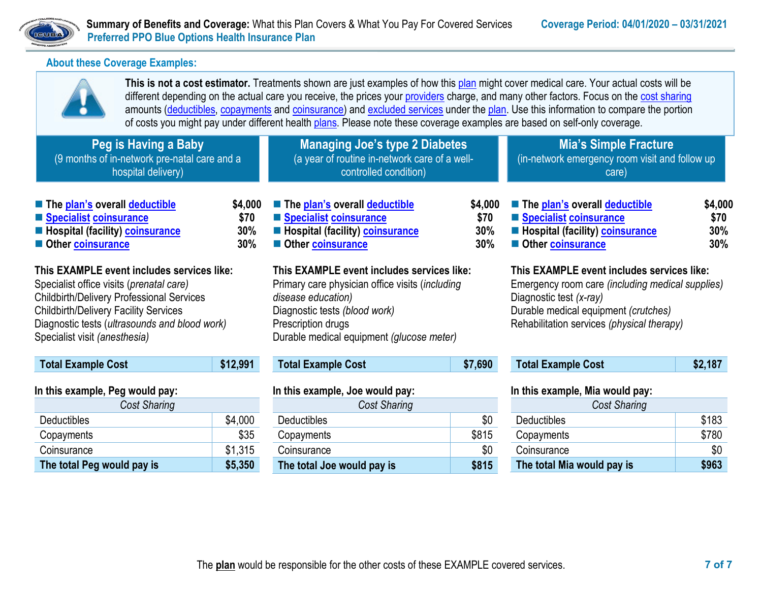## About these Coverage Examples:

**This is not a cost estimator.** Treatments shown are just examples of how this plan might cover medical care. Your actual costs will be different depending on the actual care you receive, the prices your providers charge, and many other factors. Focus on the cost sharing amounts (deductibles, copayments and coinsurance) and excluded services under the plan. Use this information to compare the portion of costs you might pay under different health plans. Please note these coverage examples are based on self-only coverage.

### Peg is Having a Baby
(9 months of in-network pre-natal care and a hospital delivery)

| | |
|---|---|
| The plan's overall deductible | $4,000 |
| Specialist coinsurance | $70 |
| Hospital (facility) coinsurance | 30% |
| Other coinsurance | 30% |

**This EXAMPLE event includes services like:**
Specialist office visits (*prenatal care)*
Childbirth/Delivery Professional Services
Childbirth/Delivery Facility Services
Diagnostic tests (*ultrasounds and blood work)*
Specialist visit *(anesthesia)*

| **Total Example Cost** | **$12,991** |
|---|---|

**In this example, Peg would pay:**

| *Cost Sharing* | |
|---|---|
| Deductibles | $4,000 |
| Copayments | $35 |
| Coinsurance | $1,315 |
| **The total Peg would pay is** | **$5,350** |

### Managing Joe's type 2 Diabetes
(a year of routine in-network care of a well-controlled condition)

| | |
|---|---|
| The plan's overall deductible | $4,000 |
| Specialist coinsurance | $70 |
| Hospital (facility) coinsurance | 30% |
| Other coinsurance | 30% |

**This EXAMPLE event includes services like:**
Primary care physician office visits (*including disease education)*
Diagnostic tests *(blood work)*
Prescription drugs
Durable medical equipment *(glucose meter)*

| **Total Example Cost** | **$7,690** |
|---|---|

**In this example, Joe would pay:**

| *Cost Sharing* | |
|---|---|
| Deductibles | $0 |
| Copayments | $815 |
| Coinsurance | $0 |
| **The total Joe would pay is** | **$815** |

### Mia's Simple Fracture
(in-network emergency room visit and follow up care)

| | |
|---|---|
| The plan's overall deductible | $4,000 |
| Specialist coinsurance | $70 |
| Hospital (facility) coinsurance | 30% |
| Other coinsurance | 30% |

**This EXAMPLE event includes services like:**
Emergency room care *(including medical supplies)*
Diagnostic test *(x-ray)*
Durable medical equipment *(crutches)*
Rehabilitation services *(physical therapy)*

| **Total Example Cost** | **$2,187** |
|---|---|

**In this example, Mia would pay:**

| *Cost Sharing* | |
|---|---|
| Deductibles | $183 |
| Copayments | $780 |
| Coinsurance | $0 |
| **The total Mia would pay is** | **$963** |

The **plan** would be responsible for the other costs of these EXAMPLE covered services.